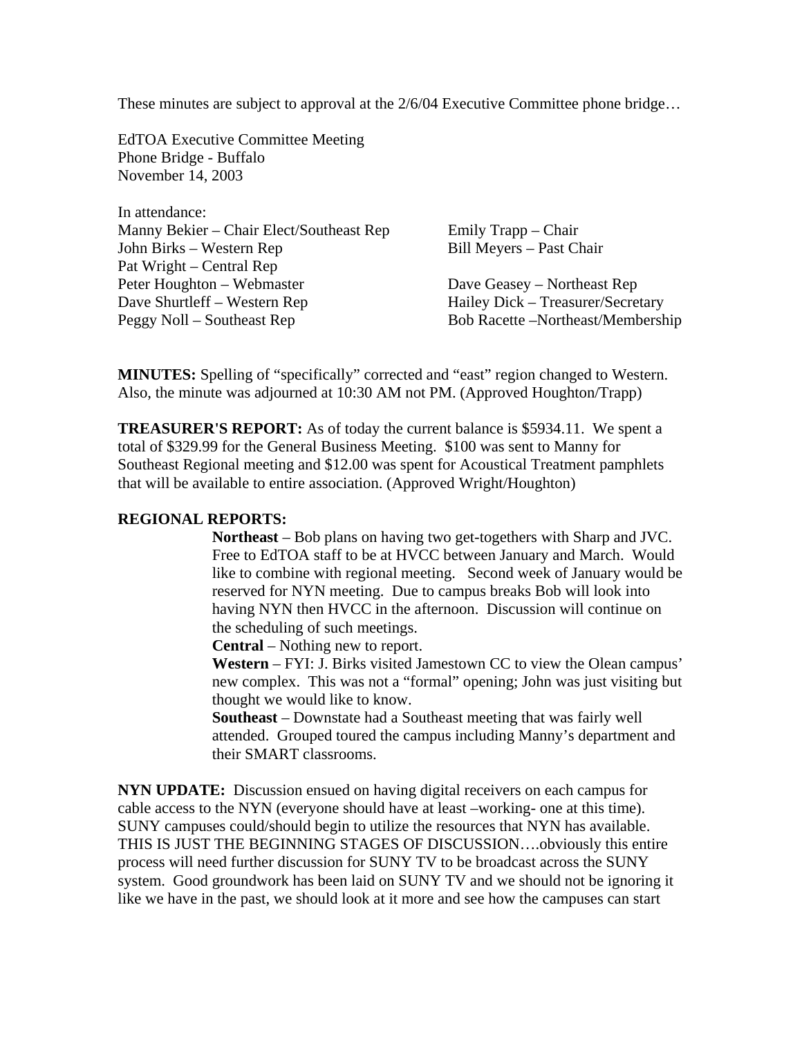These minutes are subject to approval at the 2/6/04 Executive Committee phone bridge…

EdTOA Executive Committee Meeting
Phone Bridge - Buffalo
November 14, 2003

In attendance:

Manny Bekier – Chair Elect/Southeast Rep
John Birks – Western Rep
Pat Wright – Central Rep
Peter Houghton – Webmaster
Dave Shurtleff – Western Rep
Peggy Noll – Southeast Rep
Emily Trapp – Chair
Bill Meyers – Past Chair
Dave Geasey – Northeast Rep
Hailey Dick – Treasurer/Secretary
Bob Racette –Northeast/Membership

**MINUTES:** Spelling of "specifically" corrected and "east" region changed to Western. Also, the minute was adjourned at 10:30 AM not PM. (Approved Houghton/Trapp)

**TREASURER'S REPORT:** As of today the current balance is $5934.11. We spent a total of $329.99 for the General Business Meeting. $100 was sent to Manny for Southeast Regional meeting and $12.00 was spent for Acoustical Treatment pamphlets that will be available to entire association. (Approved Wright/Houghton)

**REGIONAL REPORTS:**

**Northeast** – Bob plans on having two get-togethers with Sharp and JVC. Free to EdTOA staff to be at HVCC between January and March. Would like to combine with regional meeting. Second week of January would be reserved for NYN meeting. Due to campus breaks Bob will look into having NYN then HVCC in the afternoon. Discussion will continue on the scheduling of such meetings.

**Central** – Nothing new to report.

**Western** – FYI: J. Birks visited Jamestown CC to view the Olean campus' new complex. This was not a "formal" opening; John was just visiting but thought we would like to know.

**Southeast** – Downstate had a Southeast meeting that was fairly well attended. Grouped toured the campus including Manny's department and their SMART classrooms.

**NYN UPDATE:** Discussion ensued on having digital receivers on each campus for cable access to the NYN (everyone should have at least –working- one at this time). SUNY campuses could/should begin to utilize the resources that NYN has available. THIS IS JUST THE BEGINNING STAGES OF DISCUSSION….obviously this entire process will need further discussion for SUNY TV to be broadcast across the SUNY system. Good groundwork has been laid on SUNY TV and we should not be ignoring it like we have in the past, we should look at it more and see how the campuses can start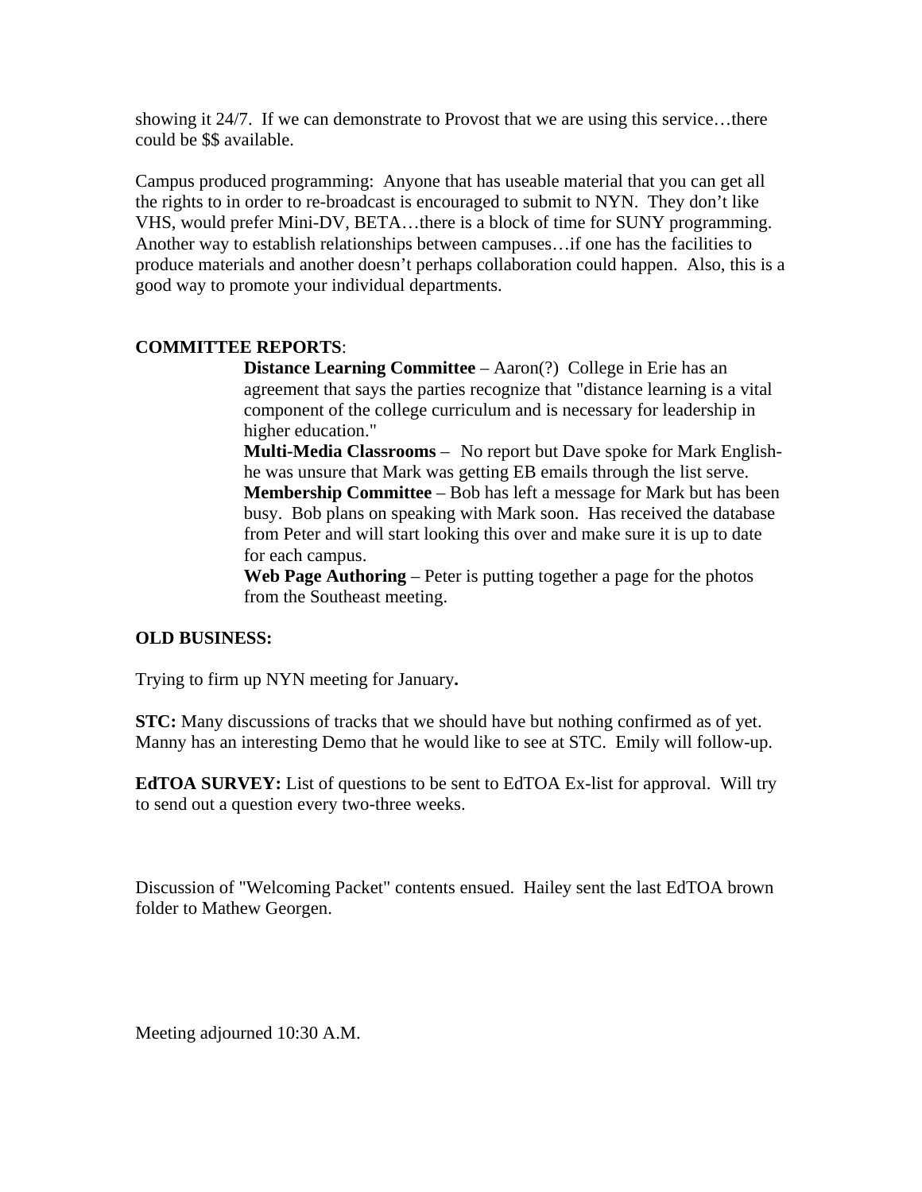showing it 24/7. If we can demonstrate to Provost that we are using this service…there could be $$ available.

Campus produced programming: Anyone that has useable material that you can get all the rights to in order to re-broadcast is encouraged to submit to NYN. They don't like VHS, would prefer Mini-DV, BETA…there is a block of time for SUNY programming. Another way to establish relationships between campuses…if one has the facilities to produce materials and another doesn't perhaps collaboration could happen. Also, this is a good way to promote your individual departments.

**COMMITTEE REPORTS**:

**Distance Learning Committee** – Aaron(?) College in Erie has an agreement that says the parties recognize that "distance learning is a vital component of the college curriculum and is necessary for leadership in higher education."

**Multi-Media Classrooms** – No report but Dave spoke for Mark English- he was unsure that Mark was getting EB emails through the list serve.

**Membership Committee** – Bob has left a message for Mark but has been busy. Bob plans on speaking with Mark soon. Has received the database from Peter and will start looking this over and make sure it is up to date for each campus.

**Web Page Authoring** – Peter is putting together a page for the photos from the Southeast meeting.

**OLD BUSINESS:**

Trying to firm up NYN meeting for January**.**

**STC:** Many discussions of tracks that we should have but nothing confirmed as of yet. Manny has an interesting Demo that he would like to see at STC. Emily will follow-up.

**EdTOA SURVEY:** List of questions to be sent to EdTOA Ex-list for approval. Will try to send out a question every two-three weeks.

Discussion of "Welcoming Packet" contents ensued. Hailey sent the last EdTOA brown folder to Mathew Georgen.

Meeting adjourned 10:30 A.M.